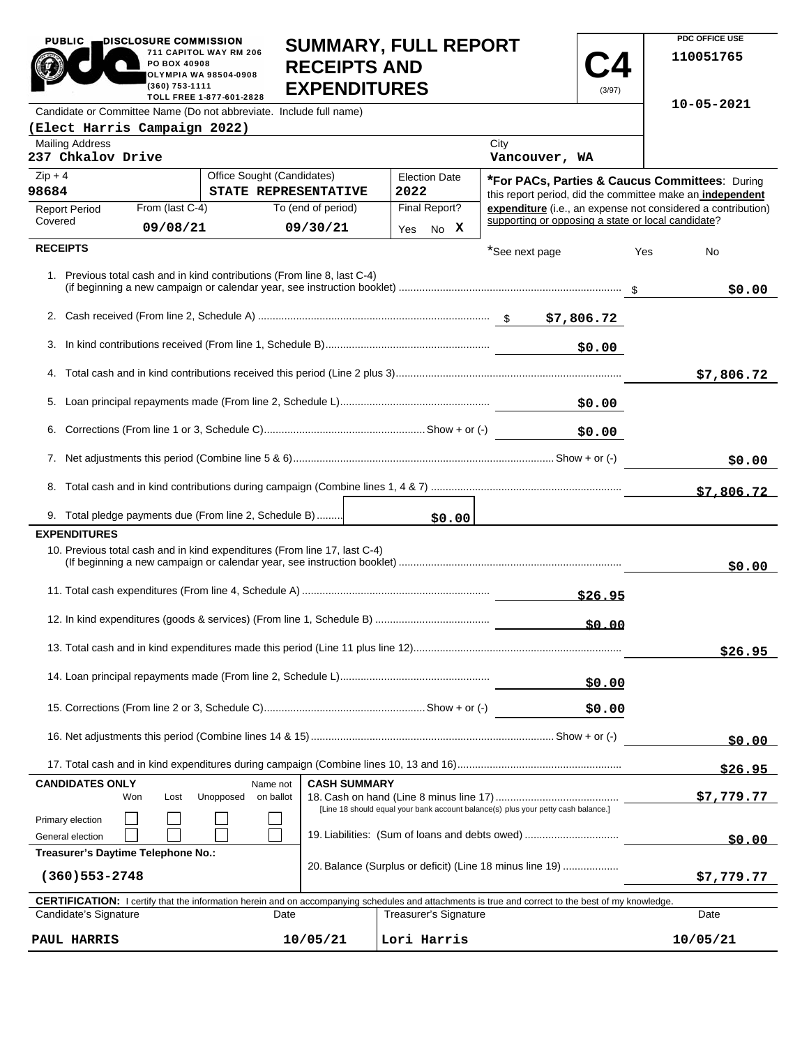PUBLIC DISCLOSURE COMMISSION
711 CAPITOL WAY RM 206
PO BOX 40908
OLYMPIA WA 98504-0908
(360) 753-1111
TOLL FREE 1-877-601-2828

# SUMMARY, FULL REPORT RECEIPTS AND EXPENDITURES

**C4** (3/97)

PDC OFFICE USE
110051765
10-05-2021

| Candidate or Committee Name (Do not abbreviate. Include full name) | | |
|---|---|---|
| (Elect Harris Campaign 2022) | | |
| **Mailing Address** | **City** | |
| 237 Chkalov Drive | Vancouver, WA | |

| Zip + 4 | Office Sought (Candidates) | Election Date |
|---|---|---|
| 98684 | STATE REPRESENTATIVE | 2022 |

| Report Period Covered | From (last C-4) | To (end of period) | Final Report? |
|---|---|---|---|
| | 09/08/21 | 09/30/21 | Yes No X |

***For PACs, Parties & Caucus Committees**: During this report period, did the committee make an **independent expenditure** (i.e., an expense not considered a contribution) supporting or opposing a state or local candidate?

*See next page Yes No

## RECEIPTS

| Line | Description | Amount | Total |
|---|---|---|---|
| 1. | Previous total cash and in kind contributions (From line 8, last C-4) (if beginning a new campaign or calendar year, see instruction booklet) | | $0.00 |
| 2. | Cash received (From line 2, Schedule A) | $7,806.72 | |
| 3. | In kind contributions received (From line 1, Schedule B) | $0.00 | |
| 4. | Total cash and in kind contributions received this period (Line 2 plus 3) | | $7,806.72 |
| 5. | Loan principal repayments made (From line 2, Schedule L) | $0.00 | |
| 6. | Corrections (From line 1 or 3, Schedule C) Show + or (-) | $0.00 | |
| 7. | Net adjustments this period (Combine line 5 & 6) Show + or (-) | | $0.00 |
| 8. | Total cash and in kind contributions during campaign (Combine lines 1, 4 & 7) | | $7,806.72 |
| 9. | Total pledge payments due (From line 2, Schedule B) | $0.00 | |

## EXPENDITURES

| Line | Description | Amount | Total |
|---|---|---|---|
| 10. | Previous total cash and in kind expenditures (From line 17, last C-4) (If beginning a new campaign or calendar year, see instruction booklet) | | $0.00 |
| 11. | Total cash expenditures (From line 4, Schedule A) | $26.95 | |
| 12. | In kind expenditures (goods & services) (From line 1, Schedule B) | $0.00 | |
| 13. | Total cash and in kind expenditures made this period (Line 11 plus line 12) | | $26.95 |
| 14. | Loan principal repayments made (From line 2, Schedule L) | $0.00 | |
| 15. | Corrections (From line 2 or 3, Schedule C) Show + or (-) | $0.00 | |
| 16. | Net adjustments this period (Combine lines 14 & 15) Show + or (-) | | $0.00 |
| 17. | Total cash and in kind expenditures during campaign (Combine lines 10, 13 and 16) | | $26.95 |

**CANDIDATES ONLY**

| | Won | Lost | Unopposed | Name not on ballot |
|---|---|---|---|---|
| Primary election | ☐ | ☐ | ☐ | ☐ |
| General election | ☐ | ☐ | ☐ | ☐ |

**Treasurer's Daytime Telephone No.:** (360)553-2748

**CASH SUMMARY**

| Line | Description | Amount |
|---|---|---|
| 18. | Cash on hand (Line 8 minus line 17) [Line 18 should equal your bank account balance(s) plus your petty cash balance.] | $7,779.77 |
| 19. | Liabilities: (Sum of loans and debts owed) | $0.00 |
| 20. | Balance (Surplus or deficit) (Line 18 minus line 19) | $7,779.77 |

**CERTIFICATION:** I certify that the information herein and on accompanying schedules and attachments is true and correct to the best of my knowledge.

| Candidate's Signature | Date | Treasurer's Signature | Date |
|---|---|---|---|
| PAUL HARRIS | 10/05/21 | Lori Harris | 10/05/21 |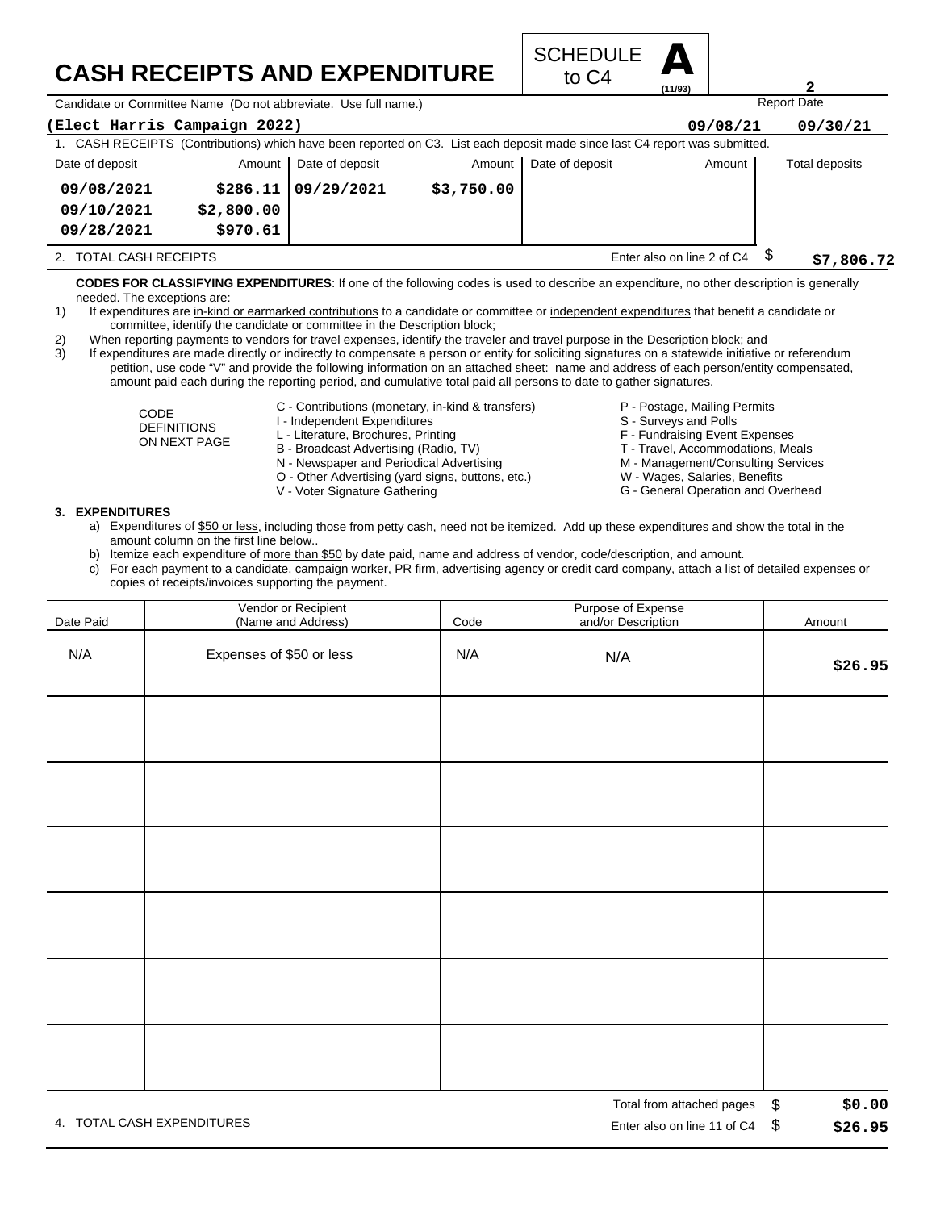# CASH RECEIPTS AND EXPENDITURE

SCHEDULE **A** to C4 (11/93)

Candidate or Committee Name (Do not abbreviate. Use full name.)

**(Elect Harris Campaign 2022)**

Report Date: **09/08/21** **09/30/21**

1. CASH RECEIPTS (Contributions) which have been reported on C3. List each deposit made since last C4 report was submitted.

| Date of deposit | Amount | Date of deposit | Amount | Date of deposit | Amount | Total deposits |
|---|---|---|---|---|---|---|
| 09/08/2021 | $286.11 | 09/29/2021 | $3,750.00 | | | |
| 09/10/2021 | $2,800.00 | | | | | |
| 09/28/2021 | $970.61 | | | | | |

2. TOTAL CASH RECEIPTS — Enter also on line 2 of C4 $ **$7,806.72**

**CODES FOR CLASSIFYING EXPENDITURES**: If one of the following codes is used to describe an expenditure, no other description is generally needed. The exceptions are:

1) If expenditures are in-kind or earmarked contributions to a candidate or committee or independent expenditures that benefit a candidate or committee, identify the candidate or committee in the Description block;
2) When reporting payments to vendors for travel expenses, identify the traveler and travel purpose in the Description block; and
3) If expenditures are made directly or indirectly to compensate a person or entity for soliciting signatures on a statewide initiative or referendum petition, use code "V" and provide the following information on an attached sheet: name and address of each person/entity compensated, amount paid each during the reporting period, and cumulative total paid all persons to date to gather signatures.

CODE DEFINITIONS ON NEXT PAGE

- C - Contributions (monetary, in-kind & transfers)
- I - Independent Expenditures
- L - Literature, Brochures, Printing
- B - Broadcast Advertising (Radio, TV)
- N - Newspaper and Periodical Advertising
- O - Other Advertising (yard signs, buttons, etc.)
- V - Voter Signature Gathering
- P - Postage, Mailing Permits
- S - Surveys and Polls
- F - Fundraising Event Expenses
- T - Travel, Accommodations, Meals
- M - Management/Consulting Services
- W - Wages, Salaries, Benefits
- G - General Operation and Overhead

**3. EXPENDITURES**

a) Expenditures of $50 or less, including those from petty cash, need not be itemized. Add up these expenditures and show the total in the amount column on the first line below..
b) Itemize each expenditure of more than $50 by date paid, name and address of vendor, code/description, and amount.
c) For each payment to a candidate, campaign worker, PR firm, advertising agency or credit card company, attach a list of detailed expenses or copies of receipts/invoices supporting the payment.

| Date Paid | Vendor or Recipient (Name and Address) | Code | Purpose of Expense and/or Description | Amount |
|---|---|---|---|---|
| N/A | Expenses of $50 or less | N/A | N/A | $26.95 |
| | | | | |
| | | | | |
| | | | | |
| | | | | |
| | | | | |
| | | | | |

Total from attached pages $ **$0.00**

4. TOTAL CASH EXPENDITURES — Enter also on line 11 of C4 $ **$26.95**